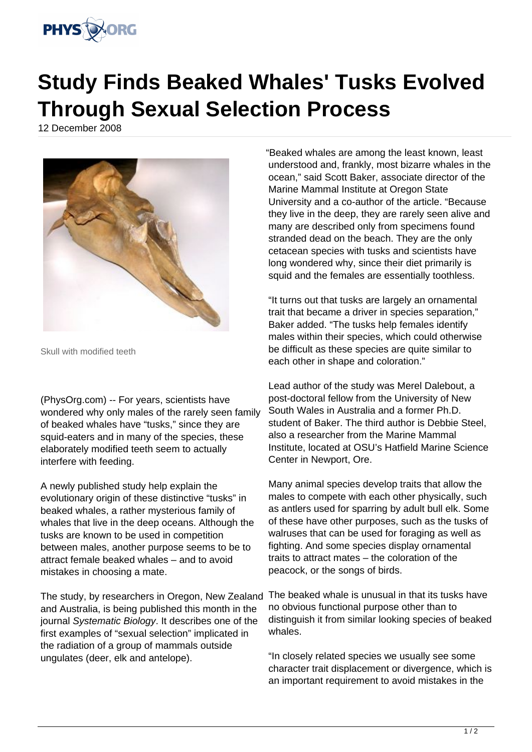# Study Finds Beaked Whales' Tusks Evolved Through Sexual Selection Process

12 December 2008

Skull with modified teeth

(PhysOrg.com) -- For years, scientists have wondered why only males of the rarely seen family of beaked whales have "tusks," since they are squid-eaters and in many of the species, these elaborately modified teeth seem to actually interfere with feeding.

A newly published study help explain the evolutionary origin of these distinctive "tusks" in beaked whales, a rather mysterious family of whales that live in the deep oceans. Although the tusks are known to be used in competition between males, another purpose seems to be to attract female beaked whales – and to avoid mistakes in choosing a mate.

The study, by researchers in Oregon, New Zealand and Australia, is being published this month in the journal *Systematic Biology*. It describes one of the first examples of "sexual selection" implicated in the radiation of a group of mammals outside ungulates (deer, elk and antelope).

"Beaked whales are among the least known, least understood and, frankly, most bizarre whales in the ocean," said Scott Baker, associate director of the Marine Mammal Institute at Oregon State University and a co-author of the article. "Because they live in the deep, they are rarely seen alive and many are described only from specimens found stranded dead on the beach. They are the only cetacean species with tusks and scientists have long wondered why, since their diet primarily is squid and the females are essentially toothless.

"It turns out that tusks are largely an ornamental trait that became a driver in species separation," Baker added. "The tusks help females identify males within their species, which could otherwise be difficult as these species are quite similar to each other in shape and coloration."

Lead author of the study was Merel Dalebout, a post-doctoral fellow from the University of New South Wales in Australia and a former Ph.D. student of Baker. The third author is Debbie Steel, also a researcher from the Marine Mammal Institute, located at OSU's Hatfield Marine Science Center in Newport, Ore.

Many animal species develop traits that allow the males to compete with each other physically, such as antlers used for sparring by adult bull elk. Some of these have other purposes, such as the tusks of walruses that can be used for foraging as well as fighting. And some species display ornamental traits to attract mates – the coloration of the peacock, or the songs of birds.

The beaked whale is unusual in that its tusks have no obvious functional purpose other than to distinguish it from similar looking species of beaked whales.

"In closely related species we usually see some character trait displacement or divergence, which is an important requirement to avoid mistakes in the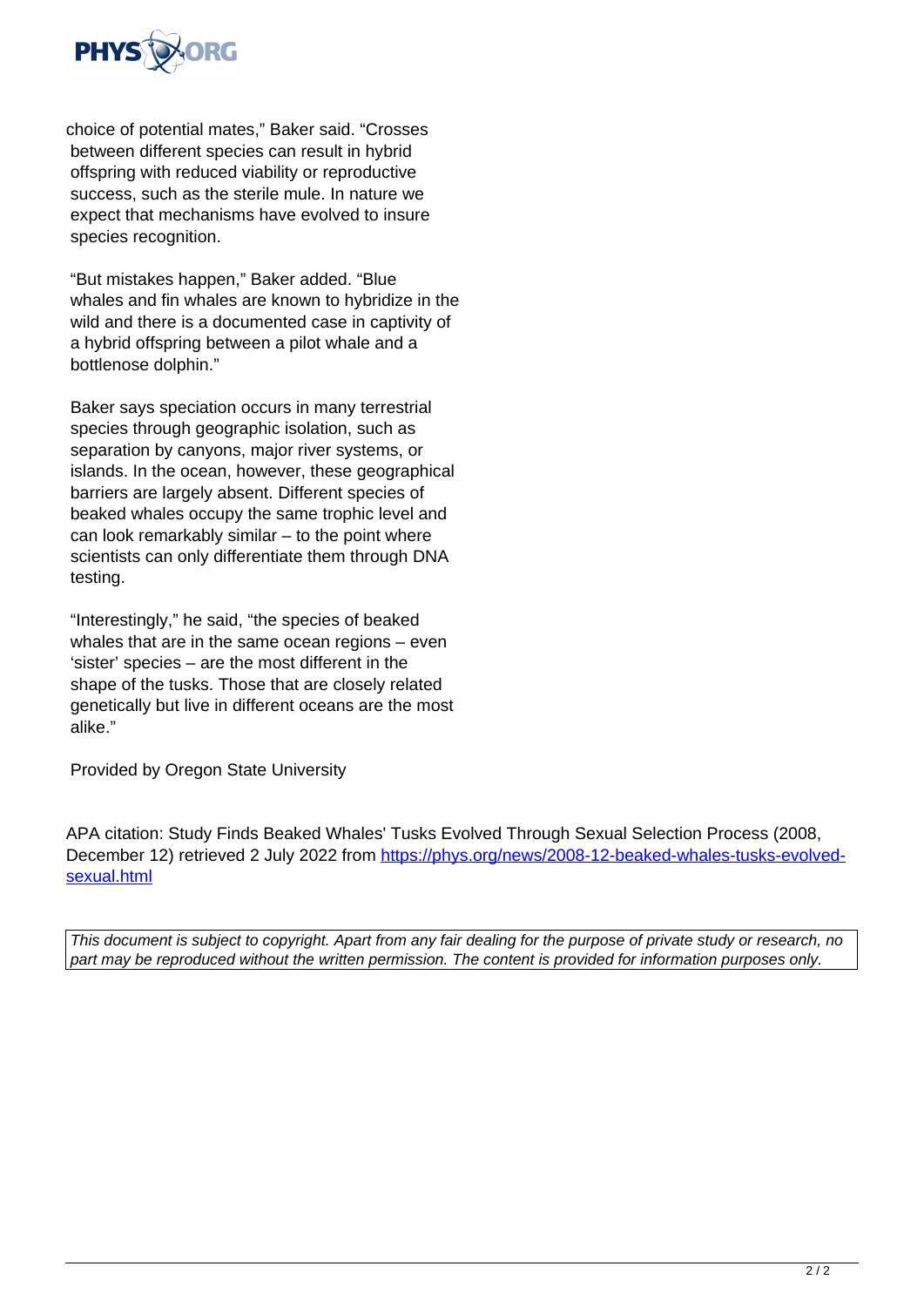choice of potential mates," Baker said. "Crosses between different species can result in hybrid offspring with reduced viability or reproductive success, such as the sterile mule. In nature we expect that mechanisms have evolved to insure species recognition.

"But mistakes happen," Baker added. "Blue whales and fin whales are known to hybridize in the wild and there is a documented case in captivity of a hybrid offspring between a pilot whale and a bottlenose dolphin."

Baker says speciation occurs in many terrestrial species through geographic isolation, such as separation by canyons, major river systems, or islands. In the ocean, however, these geographical barriers are largely absent. Different species of beaked whales occupy the same trophic level and can look remarkably similar – to the point where scientists can only differentiate them through DNA testing.

"Interestingly," he said, "the species of beaked whales that are in the same ocean regions – even 'sister' species – are the most different in the shape of the tusks. Those that are closely related genetically but live in different oceans are the most alike."

Provided by Oregon State University

APA citation: Study Finds Beaked Whales' Tusks Evolved Through Sexual Selection Process (2008, December 12) retrieved 2 July 2022 from https://phys.org/news/2008-12-beaked-whales-tusks-evolved-sexual.html

*This document is subject to copyright. Apart from any fair dealing for the purpose of private study or research, no part may be reproduced without the written permission. The content is provided for information purposes only.*